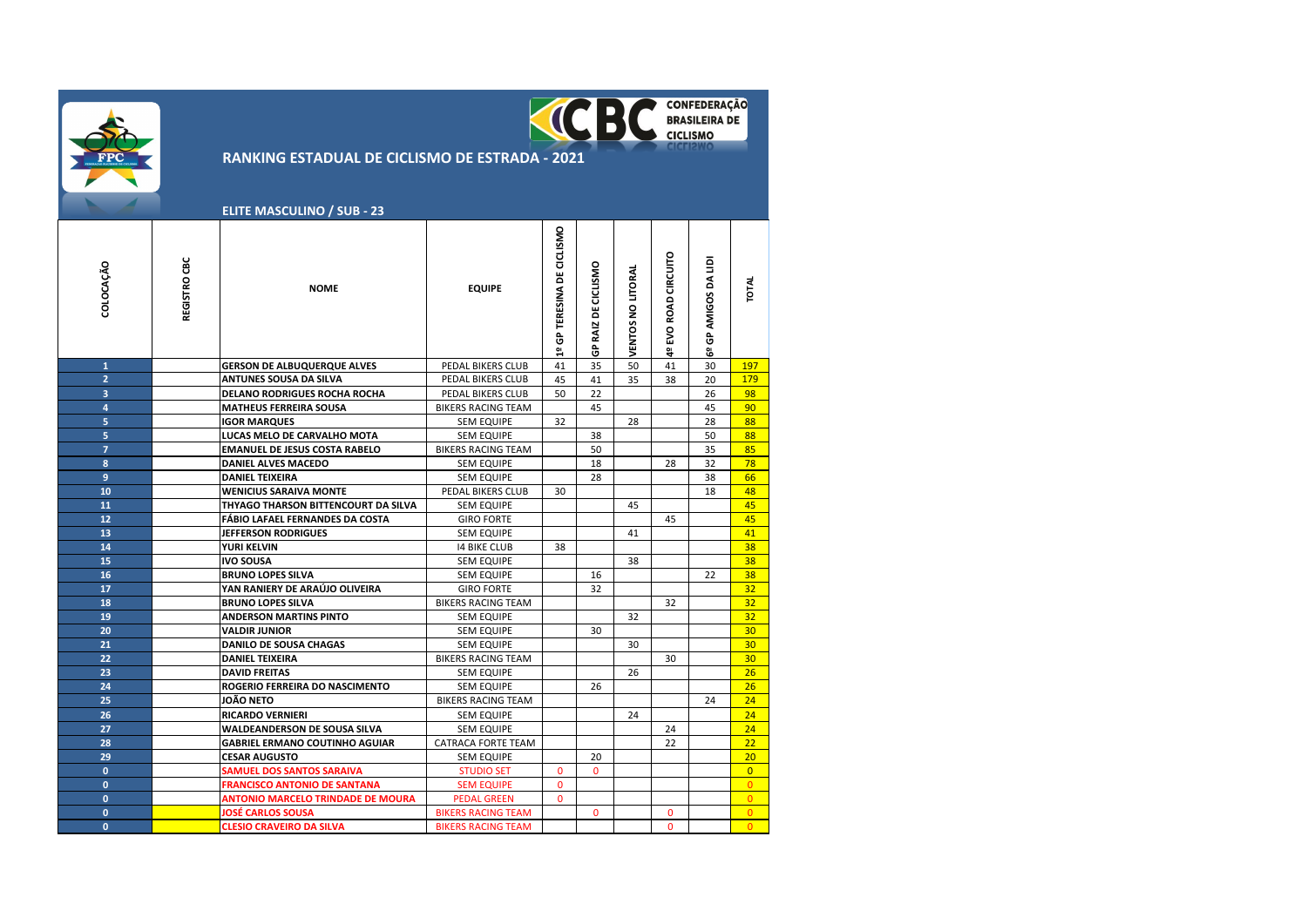CONFEDERAÇÃO BRASILEIRA DE CICLISMO

# RANKING ESTADUAL DE CICLISMO DE ESTRADA - 2021

## ELITE MASCULINO / SUB - 23

| COLOCAÇÃO | REGISTRO CBC | NOME | EQUIPE | 1º GP TERESINA DE CICLISMO | GP RAIZ DE CICLISMO | VENTOS NO LITORAL | 4º EVO ROAD CIRCUITO | 6º GP AMIGOS DA LIDI | TOTAL |
|---|---|---|---|---|---|---|---|---|---|
| 1 | | GERSON DE ALBUQUERQUE ALVES | PEDAL BIKERS CLUB | 41 | 35 | 50 | 41 | 30 | 197 |
| 2 | | ANTUNES SOUSA DA SILVA | PEDAL BIKERS CLUB | 45 | 41 | 35 | 38 | 20 | 179 |
| 3 | | DELANO RODRIGUES ROCHA ROCHA | PEDAL BIKERS CLUB | 50 | 22 | | | 26 | 98 |
| 4 | | MATHEUS FERREIRA SOUSA | BIKERS RACING TEAM | | 45 | | | 45 | 90 |
| 5 | | IGOR MARQUES | SEM EQUIPE | 32 | | 28 | | 28 | 88 |
| 5 | | LUCAS MELO DE CARVALHO MOTA | SEM EQUIPE | | 38 | | | 50 | 88 |
| 7 | | EMANUEL DE JESUS COSTA RABELO | BIKERS RACING TEAM | | 50 | | | 35 | 85 |
| 8 | | DANIEL ALVES MACEDO | SEM EQUIPE | | 18 | | 28 | 32 | 78 |
| 9 | | DANIEL TEIXEIRA | SEM EQUIPE | | 28 | | | 38 | 66 |
| 10 | | WENICIUS SARAIVA MONTE | PEDAL BIKERS CLUB | 30 | | | | 18 | 48 |
| 11 | | THYAGO THARSON BITTENCOURT DA SILVA | SEM EQUIPE | | | 45 | | | 45 |
| 12 | | FÁBIO LAFAEL FERNANDES DA COSTA | GIRO FORTE | | | | 45 | | 45 |
| 13 | | JEFFERSON RODRIGUES | SEM EQUIPE | | | 41 | | | 41 |
| 14 | | YURI KELVIN | I4 BIKE CLUB | 38 | | | | | 38 |
| 15 | | IVO SOUSA | SEM EQUIPE | | | 38 | | | 38 |
| 16 | | BRUNO LOPES SILVA | SEM EQUIPE | | 16 | | | 22 | 38 |
| 17 | | YAN RANIERY DE ARAÚJO OLIVEIRA | GIRO FORTE | | 32 | | | | 32 |
| 18 | | BRUNO LOPES SILVA | BIKERS RACING TEAM | | | | 32 | | 32 |
| 19 | | ANDERSON MARTINS PINTO | SEM EQUIPE | | | 32 | | | 32 |
| 20 | | VALDIR JUNIOR | SEM EQUIPE | | 30 | | | | 30 |
| 21 | | DANILO DE SOUSA CHAGAS | SEM EQUIPE | | | 30 | | | 30 |
| 22 | | DANIEL TEIXEIRA | BIKERS RACING TEAM | | | | 30 | | 30 |
| 23 | | DAVID FREITAS | SEM EQUIPE | | | 26 | | | 26 |
| 24 | | ROGERIO FERREIRA DO NASCIMENTO | SEM EQUIPE | | 26 | | | | 26 |
| 25 | | JOÃO NETO | BIKERS RACING TEAM | | | | | 24 | 24 |
| 26 | | RICARDO VERNIERI | SEM EQUIPE | | | 24 | | | 24 |
| 27 | | WALDEANDERSON DE SOUSA SILVA | SEM EQUIPE | | | | 24 | | 24 |
| 28 | | GABRIEL ERMANO COUTINHO AGUIAR | CATRACA FORTE TEAM | | | | 22 | | 22 |
| 29 | | CESAR AUGUSTO | SEM EQUIPE | | 20 | | | | 20 |
| 0 | | SAMUEL DOS SANTOS SARAIVA | STUDIO SET | 0 | 0 | | | | 0 |
| 0 | | FRANCISCO ANTONIO DE SANTANA | SEM EQUIPE | 0 | | | | | 0 |
| 0 | | ANTONIO MARCELO TRINDADE DE MOURA | PEDAL GREEN | 0 | | | | | 0 |
| 0 | | JOSÉ CARLOS SOUSA | BIKERS RACING TEAM | | 0 | | 0 | | 0 |
| 0 | | CLESIO CRAVEIRO DA SILVA | BIKERS RACING TEAM | | | | 0 | | 0 |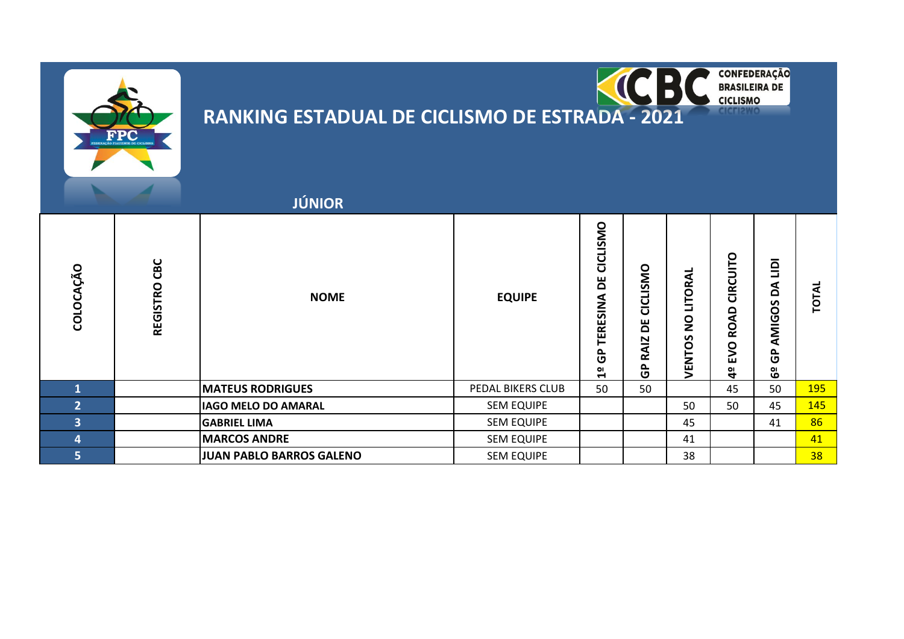# RANKING ESTADUAL DE CICLISMO DE ESTRADA - 2021

## JÚNIOR

| COLOCAÇÃO | REGISTRO CBC | NOME | EQUIPE | 1º GP TERESINA DE CICLISMO | GP RAIZ DE CICLISMO | VENTOS NO LITORAL | 4º EVO ROAD CIRCUITO | 6º GP AMIGOS DA LIDI | TOTAL |
|---|---|---|---|---|---|---|---|---|---|
| 1 | | **MATEUS RODRIGUES** | PEDAL BIKERS CLUB | 50 | 50 | | 45 | 50 | 195 |
| 2 | | **IAGO MELO DO AMARAL** | SEM EQUIPE | | | 50 | 50 | 45 | 145 |
| 3 | | **GABRIEL LIMA** | SEM EQUIPE | | | 45 | | 41 | 86 |
| 4 | | **MARCOS ANDRE** | SEM EQUIPE | | | 41 | | | 41 |
| 5 | | **JUAN PABLO BARROS GALENO** | SEM EQUIPE | | | 38 | | | 38 |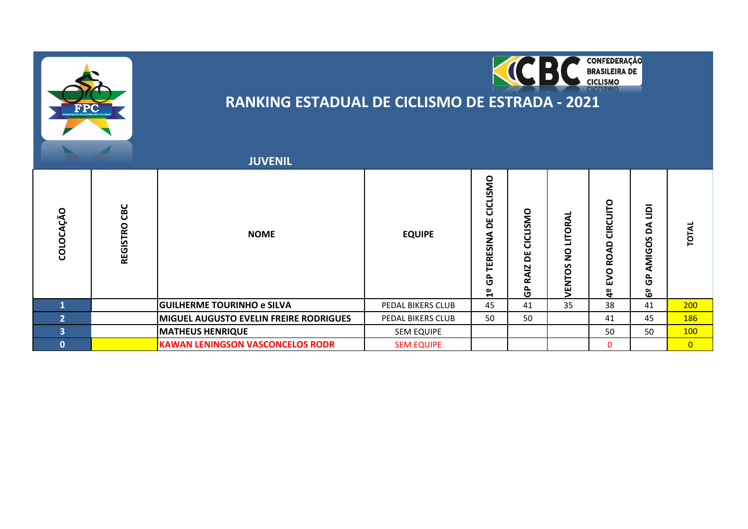CONFEDERAÇÃO BRASILEIRA DE CICLISMO

# RANKING ESTADUAL DE CICLISMO DE ESTRADA - 2021

## JUVENIL

| COLOCAÇÃO | REGISTRO CBC | NOME | EQUIPE | 1º GP TERESINA DE CICLISMO | GP RAIZ DE CICLISMO | VENTOS NO LITORAL | 4º EVO ROAD CIRCUITO | 6º GP AMIGOS DA LIDI | TOTAL |
|---|---|---|---|---|---|---|---|---|---|
| 1 | | GUILHERME TOURINHO e SILVA | PEDAL BIKERS CLUB | 45 | 41 | 35 | 38 | 41 | 200 |
| 2 | | MIGUEL AUGUSTO EVELIN FREIRE RODRIGUES | PEDAL BIKERS CLUB | 50 | 50 | | 41 | 45 | 186 |
| 3 | | MATHEUS HENRIQUE | SEM EQUIPE | | | | 50 | 50 | 100 |
| 0 | | KAWAN LENINGSON VASCONCELOS RODR | SEM EQUIPE | | | | 0 | | 0 |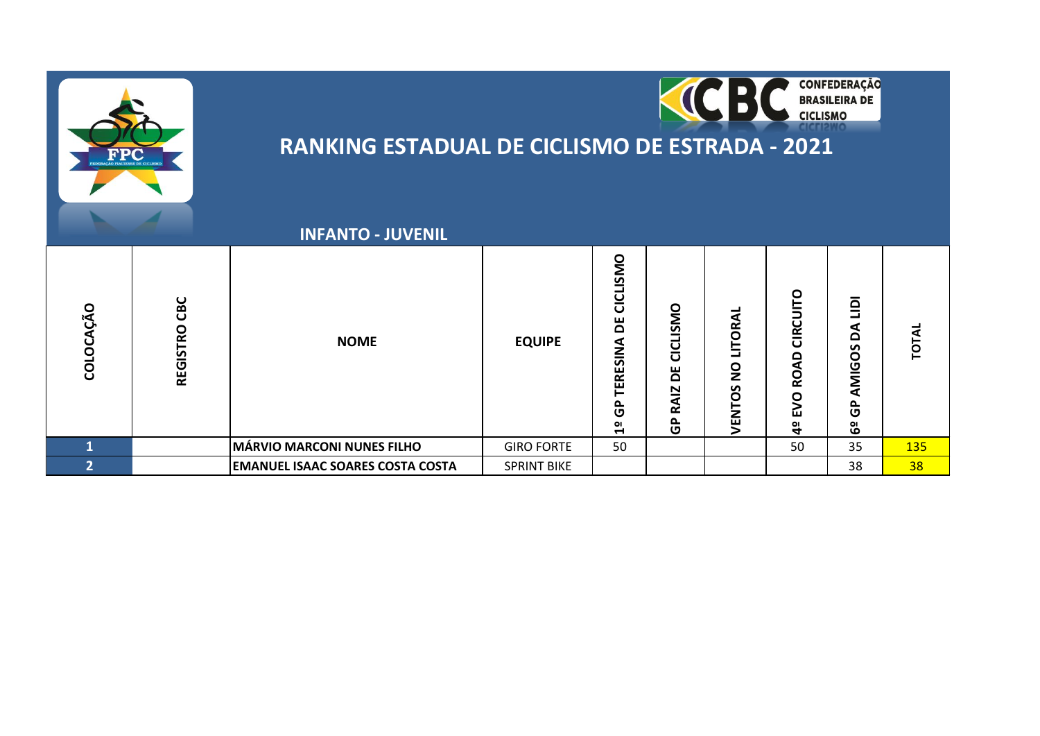# RANKING ESTADUAL DE CICLISMO DE ESTRADA - 2021

## INFANTO - JUVENIL

| COLOCAÇÃO | REGISTRO CBC | NOME | EQUIPE | 1º GP TERESINA DE CICLISMO | GP RAIZ DE CICLISMO | VENTOS NO LITORAL | 4º EVO ROAD CIRCUITO | 6º GP AMIGOS DA LIDI | TOTAL |
|---|---|---|---|---|---|---|---|---|---|
| 1 | | MÁRVIO MARCONI NUNES FILHO | GIRO FORTE | 50 | | | 50 | 35 | 135 |
| 2 | | EMANUEL ISAAC SOARES COSTA COSTA | SPRINT BIKE | | | | | 38 | 38 |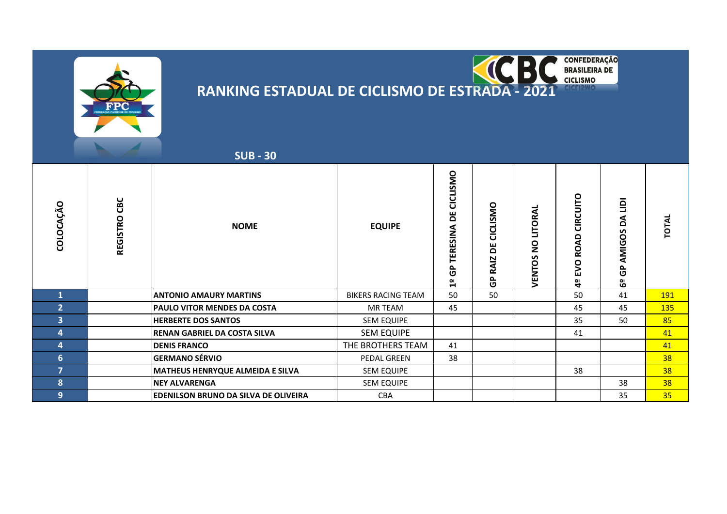# RANKING ESTADUAL DE CICLISMO DE ESTRADA - 2021

## SUB - 30

| COLOCAÇÃO | REGISTRO CBC | NOME | EQUIPE | 1º GP TERESINA DE CICLISMO | GP RAIZ DE CICLISMO | VENTOS NO LITORAL | 4º EVO ROAD CIRCUITO | 6º GP AMIGOS DA LIDI | TOTAL |
|---|---|---|---|---|---|---|---|---|---|
| 1 | | ANTONIO AMAURY MARTINS | BIKERS RACING TEAM | 50 | 50 | | 50 | 41 | 191 |
| 2 | | PAULO VITOR MENDES DA COSTA | MR TEAM | 45 | | | 45 | 45 | 135 |
| 3 | | HERBERTE DOS SANTOS | SEM EQUIPE | | | | 35 | 50 | 85 |
| 4 | | RENAN GABRIEL DA COSTA SILVA | SEM EQUIPE | | | | 41 | | 41 |
| 4 | | DENIS FRANCO | THE BROTHERS TEAM | 41 | | | | | 41 |
| 6 | | GERMANO SÉRVIO | PEDAL GREEN | 38 | | | | | 38 |
| 7 | | MATHEUS HENRYQUE ALMEIDA E SILVA | SEM EQUIPE | | | | 38 | | 38 |
| 8 | | NEY ALVARENGA | SEM EQUIPE | | | | | 38 | 38 |
| 9 | | EDENILSON BRUNO DA SILVA DE OLIVEIRA | CBA | | | | | 35 | 35 |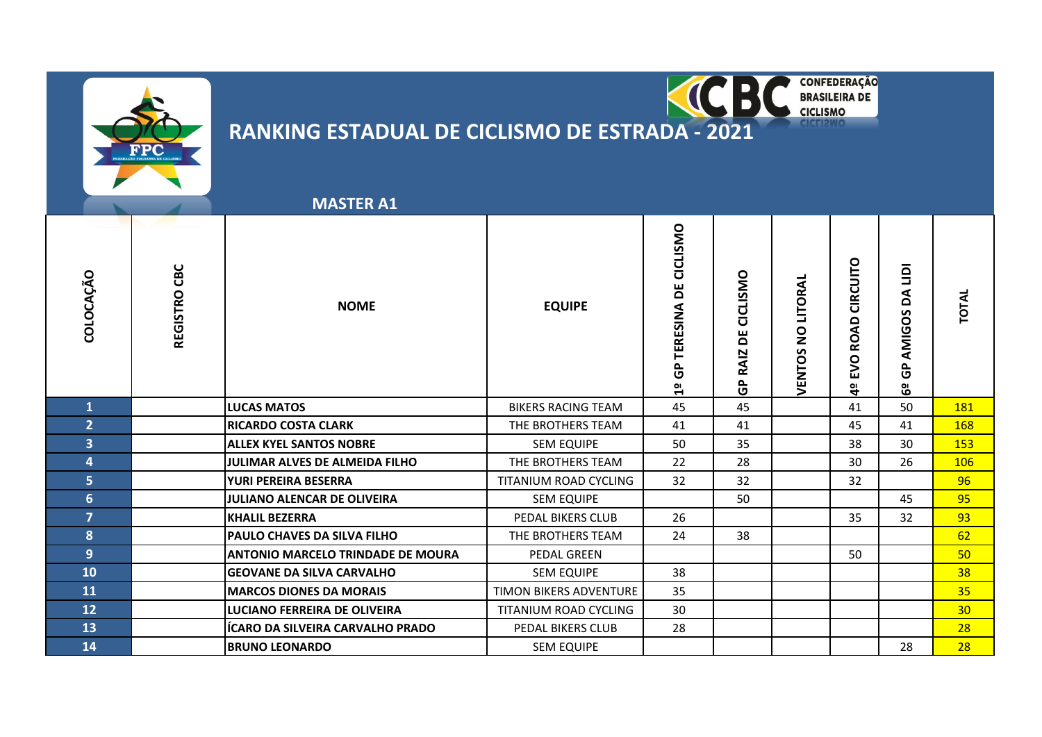# RANKING ESTADUAL DE CICLISMO DE ESTRADA - 2021

## MASTER A1

| COLOCAÇÃO | REGISTRO CBC | NOME | EQUIPE | 1º GP TERESINA DE CICLISMO | GP RAIZ DE CICLISMO | VENTOS NO LITORAL | 4º EVO ROAD CIRCUITO | 6º GP AMIGOS DA LIDI | TOTAL |
|---|---|---|---|---|---|---|---|---|---|
| 1 | | LUCAS MATOS | BIKERS RACING TEAM | 45 | 45 | | 41 | 50 | 181 |
| 2 | | RICARDO COSTA CLARK | THE BROTHERS TEAM | 41 | 41 | | 45 | 41 | 168 |
| 3 | | ALLEX KYEL SANTOS NOBRE | SEM EQUIPE | 50 | 35 | | 38 | 30 | 153 |
| 4 | | JULIMAR ALVES DE ALMEIDA FILHO | THE BROTHERS TEAM | 22 | 28 | | 30 | 26 | 106 |
| 5 | | YURI PEREIRA BESERRA | TITANIUM ROAD CYCLING | 32 | 32 | | 32 | | 96 |
| 6 | | JULIANO ALENCAR DE OLIVEIRA | SEM EQUIPE | | 50 | | | 45 | 95 |
| 7 | | KHALIL BEZERRA | PEDAL BIKERS CLUB | 26 | | | 35 | 32 | 93 |
| 8 | | PAULO CHAVES DA SILVA FILHO | THE BROTHERS TEAM | 24 | 38 | | | | 62 |
| 9 | | ANTONIO MARCELO TRINDADE DE MOURA | PEDAL GREEN | | | | 50 | | 50 |
| 10 | | GEOVANE DA SILVA CARVALHO | SEM EQUIPE | 38 | | | | | 38 |
| 11 | | MARCOS DIONES DA MORAIS | TIMON BIKERS ADVENTURE | 35 | | | | | 35 |
| 12 | | LUCIANO FERREIRA DE OLIVEIRA | TITANIUM ROAD CYCLING | 30 | | | | | 30 |
| 13 | | ÍCARO DA SILVEIRA CARVALHO PRADO | PEDAL BIKERS CLUB | 28 | | | | | 28 |
| 14 | | BRUNO LEONARDO | SEM EQUIPE | | | | | 28 | 28 |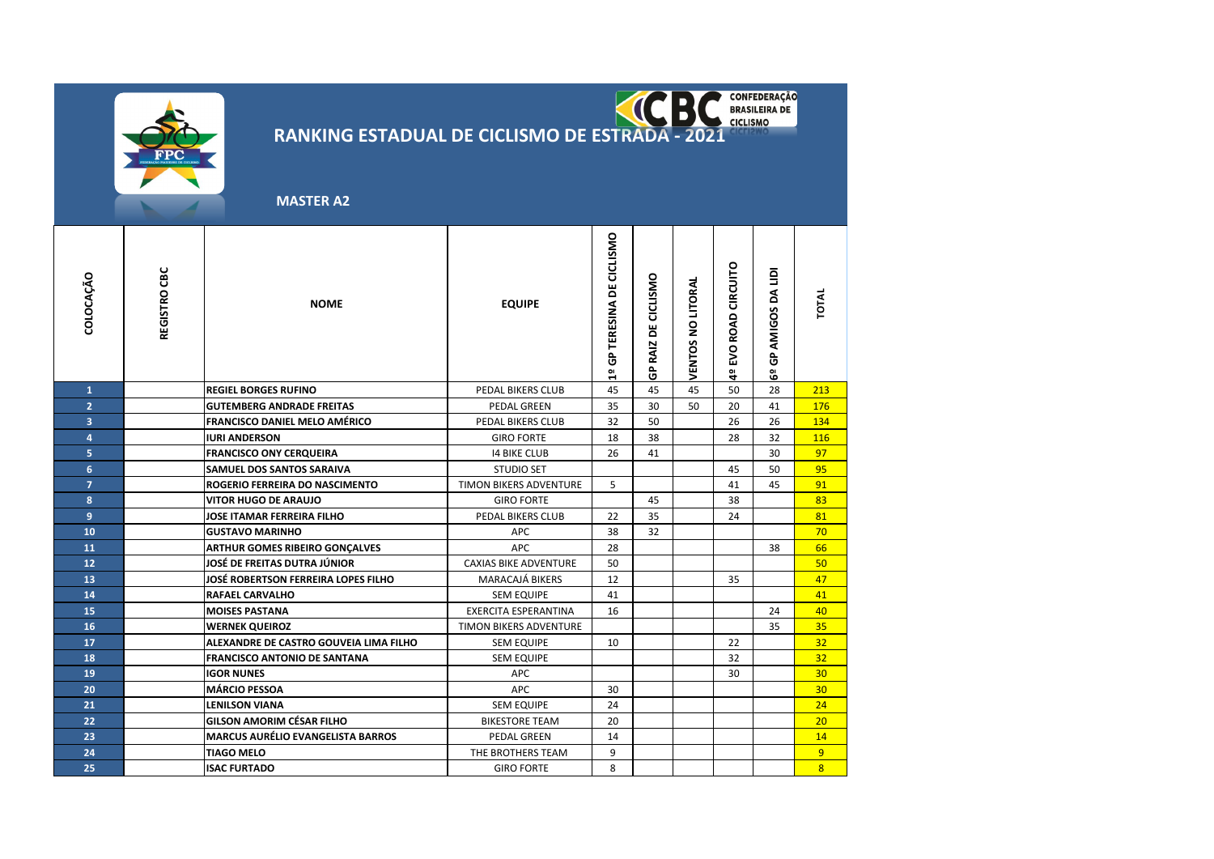# RANKING ESTADUAL DE CICLISMO DE ESTRADA - 2021

## MASTER A2

| COLOCAÇÃO | REGISTRO CBC | NOME | EQUIPE | 1º GP TERESINA DE CICLISMO | GP RAIZ DE CICLISMO | VENTOS NO LITORAL | 4º EVO ROAD CIRCUITO | 6º GP AMIGOS DA LIDI | TOTAL |
|---|---|---|---|---|---|---|---|---|---|
| 1 | | REGIEL BORGES RUFINO | PEDAL BIKERS CLUB | 45 | 45 | 45 | 50 | 28 | 213 |
| 2 | | GUTEMBERG ANDRADE FREITAS | PEDAL GREEN | 35 | 30 | 50 | 20 | 41 | 176 |
| 3 | | FRANCISCO DANIEL MELO AMÉRICO | PEDAL BIKERS CLUB | 32 | 50 | | 26 | 26 | 134 |
| 4 | | IURI ANDERSON | GIRO FORTE | 18 | 38 | | 28 | 32 | 116 |
| 5 | | FRANCISCO ONY CERQUEIRA | I4 BIKE CLUB | 26 | 41 | | | 30 | 97 |
| 6 | | SAMUEL DOS SANTOS SARAIVA | STUDIO SET | | | | 45 | 50 | 95 |
| 7 | | ROGERIO FERREIRA DO NASCIMENTO | TIMON BIKERS ADVENTURE | 5 | | | 41 | 45 | 91 |
| 8 | | VITOR HUGO DE ARAUJO | GIRO FORTE | | 45 | | 38 | | 83 |
| 9 | | JOSE ITAMAR FERREIRA FILHO | PEDAL BIKERS CLUB | 22 | 35 | | 24 | | 81 |
| 10 | | GUSTAVO MARINHO | APC | 38 | 32 | | | | 70 |
| 11 | | ARTHUR GOMES RIBEIRO GONÇALVES | APC | 28 | | | | 38 | 66 |
| 12 | | JOSÉ DE FREITAS DUTRA JÚNIOR | CAXIAS BIKE ADVENTURE | 50 | | | | | 50 |
| 13 | | JOSÉ ROBERTSON FERREIRA LOPES FILHO | MARACAJÁ BIKERS | 12 | | | 35 | | 47 |
| 14 | | RAFAEL CARVALHO | SEM EQUIPE | 41 | | | | | 41 |
| 15 | | MOISES PASTANA | EXERCITA ESPERANTINA | 16 | | | | 24 | 40 |
| 16 | | WERNEK QUEIROZ | TIMON BIKERS ADVENTURE | | | | | 35 | 35 |
| 17 | | ALEXANDRE DE CASTRO GOUVEIA LIMA FILHO | SEM EQUIPE | 10 | | | 22 | | 32 |
| 18 | | FRANCISCO ANTONIO DE SANTANA | SEM EQUIPE | | | | 32 | | 32 |
| 19 | | IGOR NUNES | APC | | | | 30 | | 30 |
| 20 | | MÁRCIO PESSOA | APC | 30 | | | | | 30 |
| 21 | | LENILSON VIANA | SEM EQUIPE | 24 | | | | | 24 |
| 22 | | GILSON AMORIM CÉSAR FILHO | BIKESTORE TEAM | 20 | | | | | 20 |
| 23 | | MARCUS AURÉLIO EVANGELISTA BARROS | PEDAL GREEN | 14 | | | | | 14 |
| 24 | | TIAGO MELO | THE BROTHERS TEAM | 9 | | | | | 9 |
| 25 | | ISAC FURTADO | GIRO FORTE | 8 | | | | | 8 |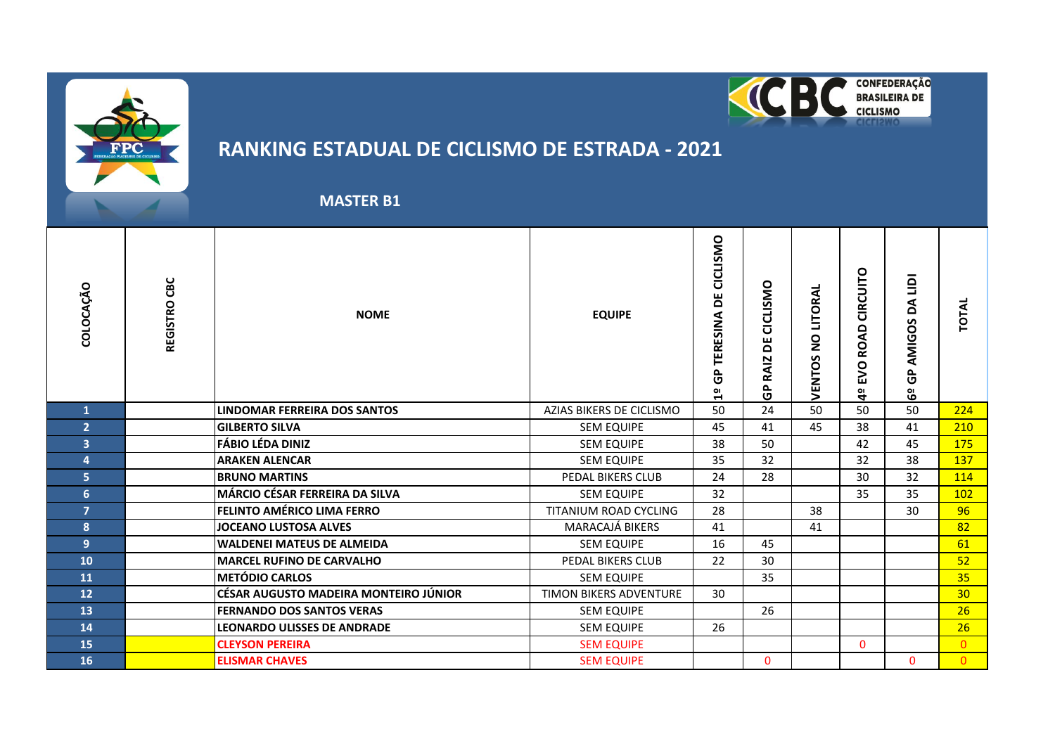# RANKING ESTADUAL DE CICLISMO DE ESTRADA - 2021

## MASTER B1

| COLOCAÇÃO | REGISTRO CBC | NOME | EQUIPE | 1º GP TERESINA DE CICLISMO | GP RAIZ DE CICLISMO | VENTOS NO LITORAL | 4º EVO ROAD CIRCUITO | 6º GP AMIGOS DA LIDI | TOTAL |
|---|---|---|---|---|---|---|---|---|---|
| 1 | | LINDOMAR FERREIRA DOS SANTOS | AZIAS BIKERS DE CICLISMO | 50 | 24 | 50 | 50 | 50 | 224 |
| 2 | | GILBERTO SILVA | SEM EQUIPE | 45 | 41 | 45 | 38 | 41 | 210 |
| 3 | | FÁBIO LÉDA DINIZ | SEM EQUIPE | 38 | 50 | | 42 | 45 | 175 |
| 4 | | ARAKEN ALENCAR | SEM EQUIPE | 35 | 32 | | 32 | 38 | 137 |
| 5 | | BRUNO MARTINS | PEDAL BIKERS CLUB | 24 | 28 | | 30 | 32 | 114 |
| 6 | | MÁRCIO CÉSAR FERREIRA DA SILVA | SEM EQUIPE | 32 | | | 35 | 35 | 102 |
| 7 | | FELINTO AMÉRICO LIMA FERRO | TITANIUM ROAD CYCLING | 28 | | 38 | | 30 | 96 |
| 8 | | JOCEANO LUSTOSA ALVES | MARACAJÁ BIKERS | 41 | | 41 | | | 82 |
| 9 | | WALDENEI MATEUS DE ALMEIDA | SEM EQUIPE | 16 | 45 | | | | 61 |
| 10 | | MARCEL RUFINO DE CARVALHO | PEDAL BIKERS CLUB | 22 | 30 | | | | 52 |
| 11 | | METÓDIO CARLOS | SEM EQUIPE | | 35 | | | | 35 |
| 12 | | CÉSAR AUGUSTO MADEIRA MONTEIRO JÚNIOR | TIMON BIKERS ADVENTURE | 30 | | | | | 30 |
| 13 | | FERNANDO DOS SANTOS VERAS | SEM EQUIPE | | 26 | | | | 26 |
| 14 | | LEONARDO ULISSES DE ANDRADE | SEM EQUIPE | 26 | | | | | 26 |
| 15 | | CLEYSON PEREIRA | SEM EQUIPE | | | | 0 | | 0 |
| 16 | | ELISMAR CHAVES | SEM EQUIPE | | 0 | | | 0 | 0 |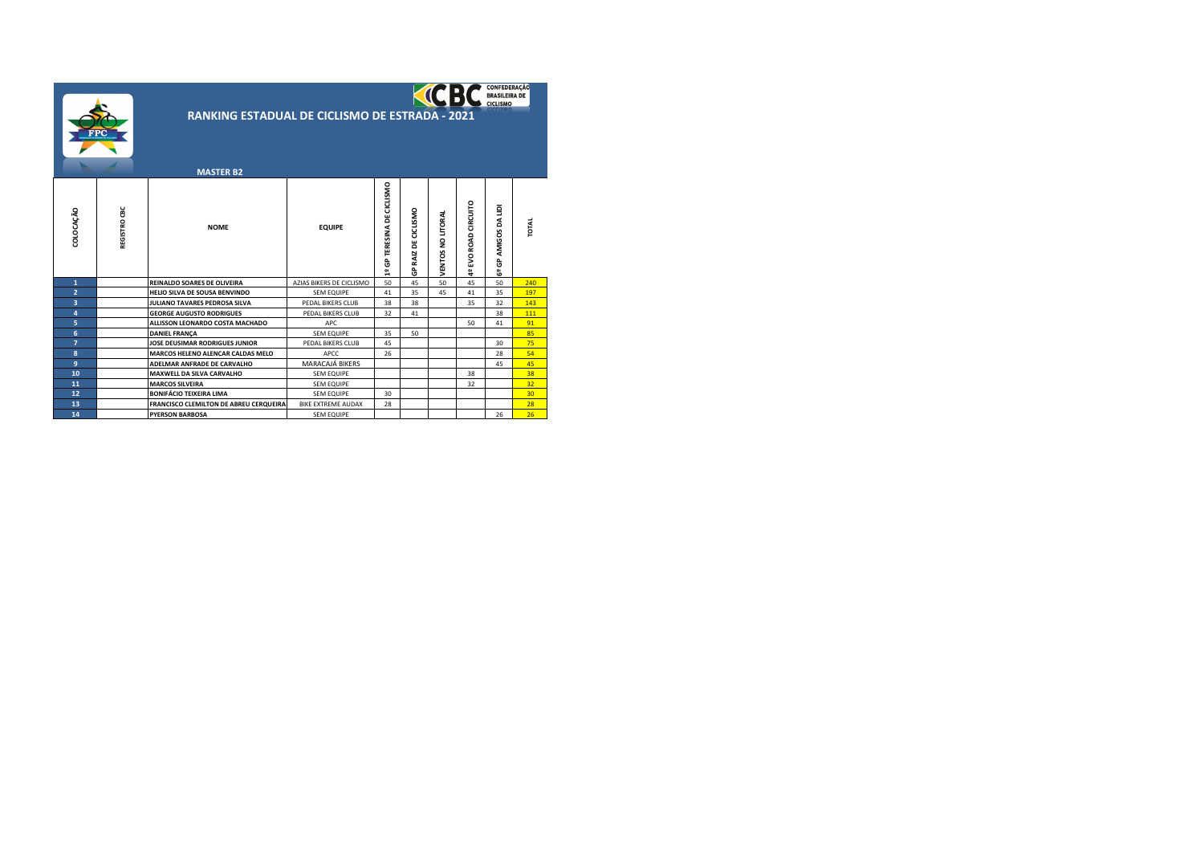# RANKING ESTADUAL DE CICLISMO DE ESTRADA - 2021

CONFEDERAÇÃO BRASILEIRA DE CICLISMO

## MASTER B2

| COLOCAÇÃO | REGISTRO CBC | NOME | EQUIPE | 1º GP TERESINA DE CICLISMO | GP RAIZ DE CICLISMO | VENTOS NO LITORAL | 4º EVO ROAD CIRCUITO | 6º GP AMIGOS DA LIDI | TOTAL |
|---|---|---|---|---|---|---|---|---|---|
| 1 | | REINALDO SOARES DE OLIVEIRA | AZIAS BIKERS DE CICLISMO | 50 | 45 | 50 | 45 | 50 | 240 |
| 2 | | HELIO SILVA DE SOUSA BENVINDO | SEM EQUIPE | 41 | 35 | 45 | 41 | 35 | 197 |
| 3 | | JULIANO TAVARES PEDROSA SILVA | PEDAL BIKERS CLUB | 38 | 38 | | 35 | 32 | 143 |
| 4 | | GEORGE AUGUSTO RODRIGUES | PEDAL BIKERS CLUB | 32 | 41 | | | 38 | 111 |
| 5 | | ALLISSON LEONARDO COSTA MACHADO | APC | | | | 50 | 41 | 91 |
| 6 | | DANIEL FRANÇA | SEM EQUIPE | 35 | 50 | | | | 85 |
| 7 | | JOSE DEUSIMAR RODRIGUES JUNIOR | PEDAL BIKERS CLUB | 45 | | | | 30 | 75 |
| 8 | | MARCOS HELENO ALENCAR CALDAS MELO | APCC | 26 | | | | 28 | 54 |
| 9 | | ADELMAR ANFRADE DE CARVALHO | MARACAJÁ BIKERS | | | | | 45 | 45 |
| 10 | | MAXWELL DA SILVA CARVALHO | SEM EQUIPE | | | | 38 | | 38 |
| 11 | | MARCOS SILVEIRA | SEM EQUIPE | | | | 32 | | 32 |
| 12 | | BONIFÁCIO TEIXEIRA LIMA | SEM EQUIPE | 30 | | | | | 30 |
| 13 | | FRANCISCO CLEMILTON DE ABREU CERQUEIRA | BIKE EXTREME AUDAX | 28 | | | | | 28 |
| 14 | | PYERSON BARBOSA | SEM EQUIPE | | | | | 26 | 26 |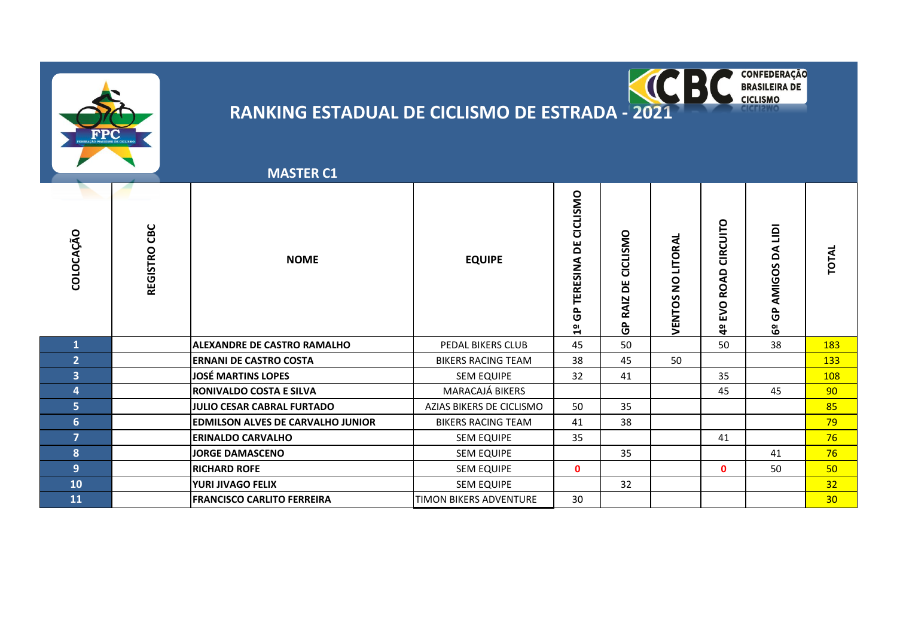# RANKING ESTADUAL DE CICLISMO DE ESTRADA - 2021

CONFEDERAÇÃO BRASILEIRA DE CICLISMO

## MASTER C1

| COLOCAÇÃO | REGISTRO CBC | NOME | EQUIPE | 1º GP TERESINA DE CICLISMO | GP RAIZ DE CICLISMO | VENTOS NO LITORAL | 4º EVO ROAD CIRCUITO | 6º GP AMIGOS DA LIDI | TOTAL |
|---|---|---|---|---|---|---|---|---|---|
| 1 | | ALEXANDRE DE CASTRO RAMALHO | PEDAL BIKERS CLUB | 45 | 50 | | 50 | 38 | 183 |
| 2 | | ERNANI DE CASTRO COSTA | BIKERS RACING TEAM | 38 | 45 | 50 | | | 133 |
| 3 | | JOSÉ MARTINS LOPES | SEM EQUIPE | 32 | 41 | | 35 | | 108 |
| 4 | | RONIVALDO COSTA E SILVA | MARACAJÁ BIKERS | | | | 45 | 45 | 90 |
| 5 | | JULIO CESAR CABRAL FURTADO | AZIAS BIKERS DE CICLISMO | 50 | 35 | | | | 85 |
| 6 | | EDMILSON ALVES DE CARVALHO JUNIOR | BIKERS RACING TEAM | 41 | 38 | | | | 79 |
| 7 | | ERINALDO CARVALHO | SEM EQUIPE | 35 | | | 41 | | 76 |
| 8 | | JORGE DAMASCENO | SEM EQUIPE | | 35 | | | 41 | 76 |
| 9 | | RICHARD ROFE | SEM EQUIPE | 0 | | | 0 | 50 | 50 |
| 10 | | YURI JIVAGO FELIX | SEM EQUIPE | | 32 | | | | 32 |
| 11 | | FRANCISCO CARLITO FERREIRA | TIMON BIKERS ADVENTURE | 30 | | | | | 30 |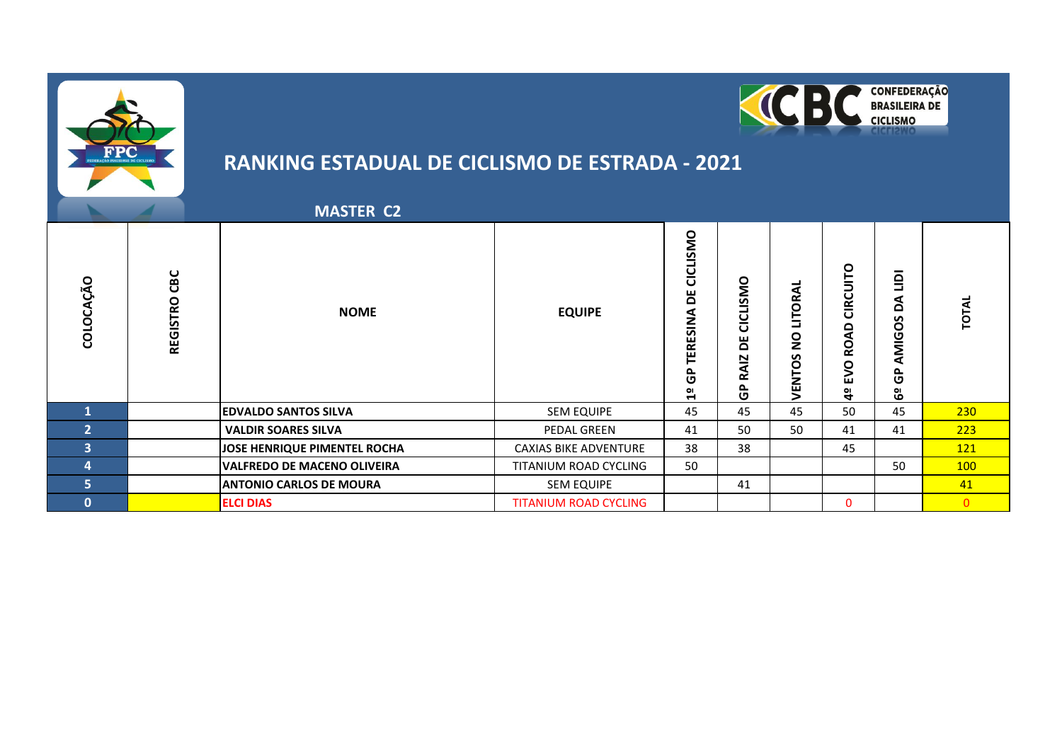CONFEDERAÇÃO BRASILEIRA DE CICLISMO

# RANKING ESTADUAL DE CICLISMO DE ESTRADA - 2021

## MASTER C2

| COLOCAÇÃO | REGISTRO CBC | NOME | EQUIPE | 1º GP TERESINA DE CICLISMO | GP RAIZ DE CICLISMO | VENTOS NO LITORAL | 4º EVO ROAD CIRCUITO | 6º GP AMIGOS DA LIDI | TOTAL |
|---|---|---|---|---|---|---|---|---|---|
| 1 | | EDVALDO SANTOS SILVA | SEM EQUIPE | 45 | 45 | 45 | 50 | 45 | 230 |
| 2 | | VALDIR SOARES SILVA | PEDAL GREEN | 41 | 50 | 50 | 41 | 41 | 223 |
| 3 | | JOSE HENRIQUE PIMENTEL ROCHA | CAXIAS BIKE ADVENTURE | 38 | 38 | | 45 | | 121 |
| 4 | | VALFREDO DE MACENO OLIVEIRA | TITANIUM ROAD CYCLING | 50 | | | | 50 | 100 |
| 5 | | ANTONIO CARLOS DE MOURA | SEM EQUIPE | | 41 | | | | 41 |
| 0 | | ELCI DIAS | TITANIUM ROAD CYCLING | | | | 0 | | 0 |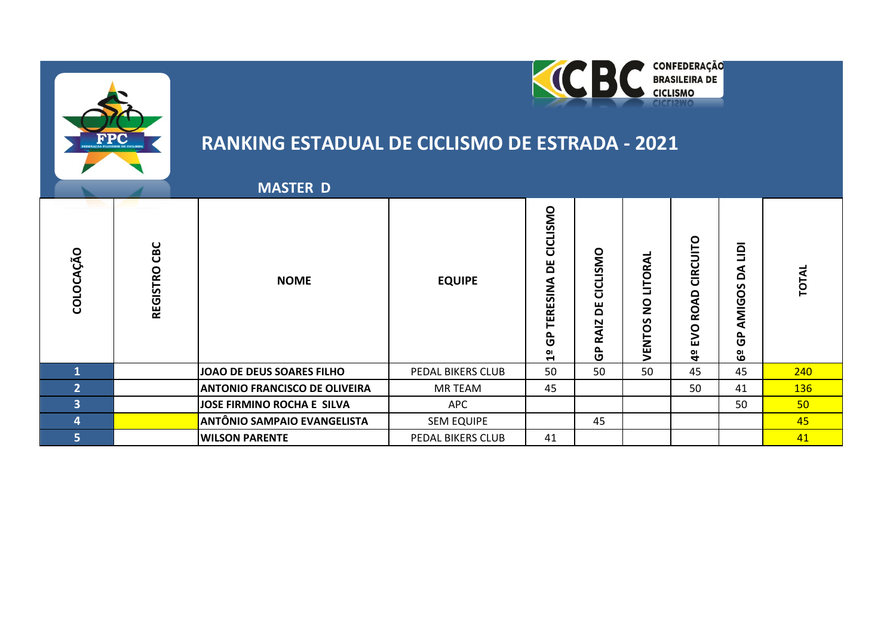CONFEDERAÇÃO BRASILEIRA DE CICLISMO

# RANKING ESTADUAL DE CICLISMO DE ESTRADA - 2021

## MASTER D

| COLOCAÇÃO | REGISTRO CBC | NOME | EQUIPE | 1º GP TERESINA DE CICLISMO | GP RAIZ DE CICLISMO | VENTOS NO LITORAL | 4º EVO ROAD CIRCUITO | 6º GP AMIGOS DA LIDI | TOTAL |
|---|---|---|---|---|---|---|---|---|---|
| 1 | | JOAO DE DEUS SOARES FILHO | PEDAL BIKERS CLUB | 50 | 50 | 50 | 45 | 45 | 240 |
| 2 | | ANTONIO FRANCISCO DE OLIVEIRA | MR TEAM | 45 | | | 50 | 41 | 136 |
| 3 | | JOSE FIRMINO ROCHA E SILVA | APC | | | | | 50 | 50 |
| 4 | | ANTÔNIO SAMPAIO EVANGELISTA | SEM EQUIPE | | 45 | | | | 45 |
| 5 | | WILSON PARENTE | PEDAL BIKERS CLUB | 41 | | | | | 41 |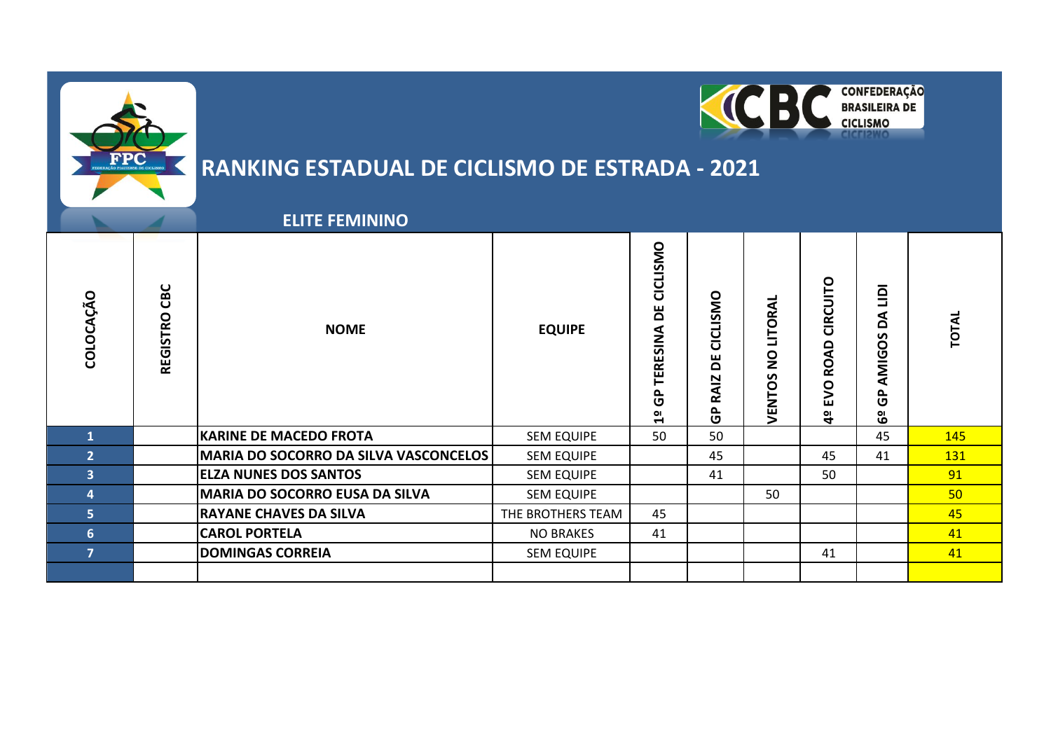# RANKING ESTADUAL DE CICLISMO DE ESTRADA - 2021

## ELITE FEMININO

| COLOCAÇÃO | REGISTRO CBC | NOME | EQUIPE | 1º GP TERESINA DE CICLISMO | GP RAIZ DE CICLISMO | VENTOS NO LITORAL | 4º EVO ROAD CIRCUITO | 6º GP AMIGOS DA LIDI | TOTAL |
|---|---|---|---|---|---|---|---|---|---|
| 1 | | KARINE DE MACEDO FROTA | SEM EQUIPE | 50 | 50 | | | 45 | 145 |
| 2 | | MARIA DO SOCORRO DA SILVA VASCONCELOS | SEM EQUIPE | | 45 | | 45 | 41 | 131 |
| 3 | | ELZA NUNES DOS SANTOS | SEM EQUIPE | | 41 | | 50 | | 91 |
| 4 | | MARIA DO SOCORRO EUSA DA SILVA | SEM EQUIPE | | | 50 | | | 50 |
| 5 | | RAYANE CHAVES DA SILVA | THE BROTHERS TEAM | 45 | | | | | 45 |
| 6 | | CAROL PORTELA | NO BRAKES | 41 | | | | | 41 |
| 7 | | DOMINGAS CORREIA | SEM EQUIPE | | | | 41 | | 41 |
| | | | | | | | | | |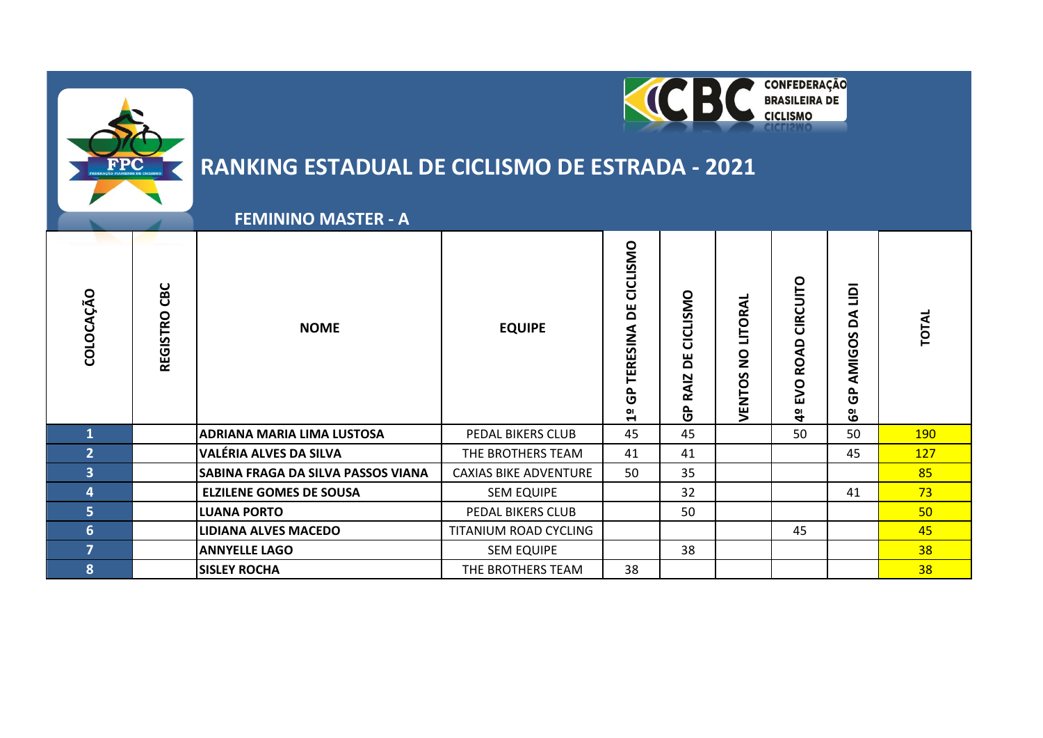CONFEDERAÇÃO BRASILEIRA DE CICLISMO

# RANKING ESTADUAL DE CICLISMO DE ESTRADA - 2021

## FEMININO MASTER - A

| COLOCAÇÃO | REGISTRO CBC | NOME | EQUIPE | 1º GP TERESINA DE CICLISMO | GP RAIZ DE CICLISMO | VENTOS NO LITORAL | 4º EVO ROAD CIRCUITO | 6º GP AMIGOS DA LIDI | TOTAL |
|---|---|---|---|---|---|---|---|---|---|
| 1 | | ADRIANA MARIA LIMA LUSTOSA | PEDAL BIKERS CLUB | 45 | 45 | | 50 | 50 | 190 |
| 2 | | VALÉRIA ALVES DA SILVA | THE BROTHERS TEAM | 41 | 41 | | | 45 | 127 |
| 3 | | SABINA FRAGA DA SILVA PASSOS VIANA | CAXIAS BIKE ADVENTURE | 50 | 35 | | | | 85 |
| 4 | | ELZILENE GOMES DE SOUSA | SEM EQUIPE | | 32 | | | 41 | 73 |
| 5 | | LUANA PORTO | PEDAL BIKERS CLUB | | 50 | | | | 50 |
| 6 | | LIDIANA ALVES MACEDO | TITANIUM ROAD CYCLING | | | | 45 | | 45 |
| 7 | | ANNYELLE LAGO | SEM EQUIPE | | 38 | | | | 38 |
| 8 | | SISLEY ROCHA | THE BROTHERS TEAM | 38 | | | | | 38 |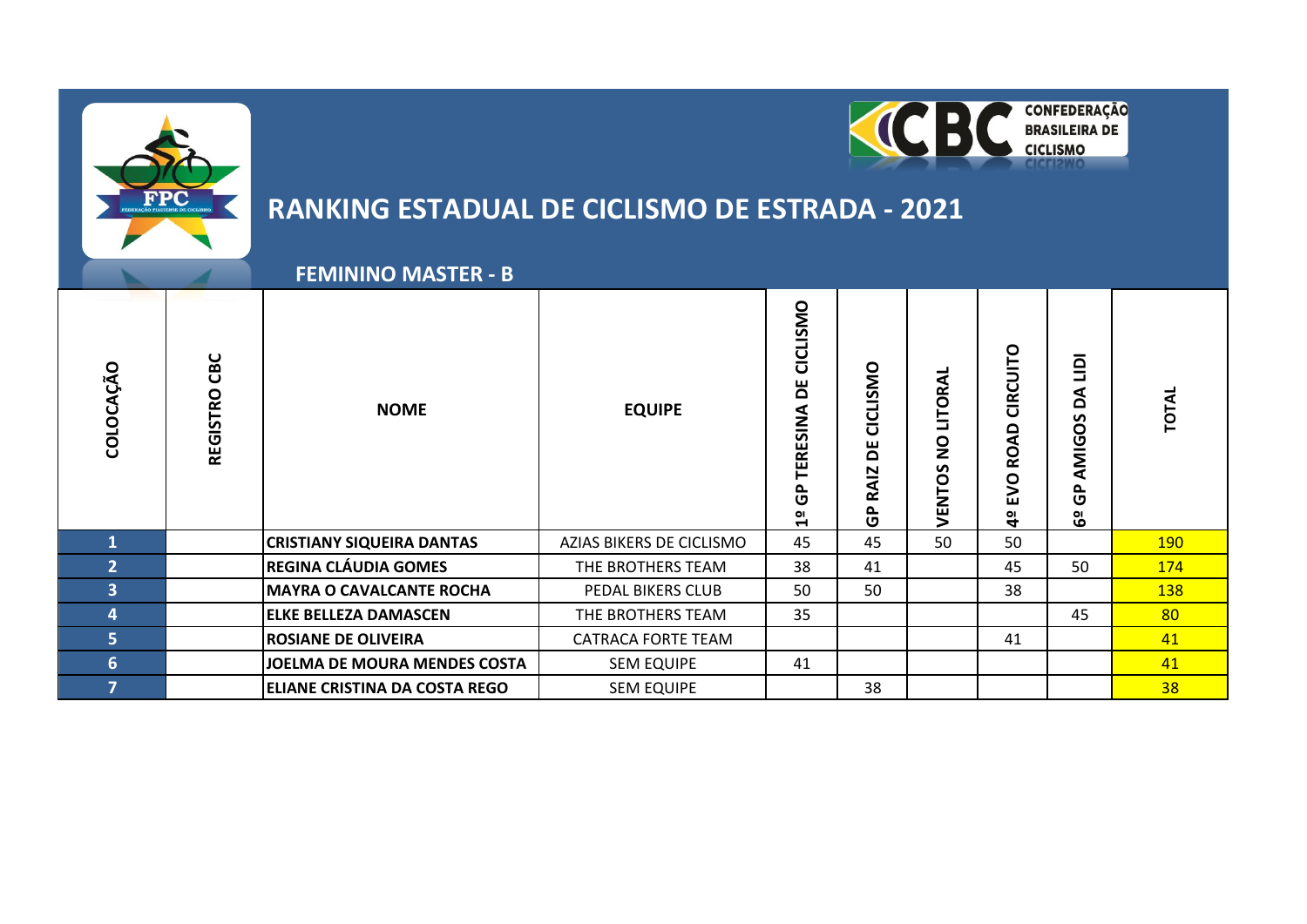CONFEDERAÇÃO BRASILEIRA DE CICLISMO

# RANKING ESTADUAL DE CICLISMO DE ESTRADA - 2021

## FEMININO MASTER - B

| COLOCAÇÃO | REGISTRO CBC | NOME | EQUIPE | 1º GP TERESINA DE CICLISMO | GP RAIZ DE CICLISMO | VENTOS NO LITORAL | 4º EVO ROAD CIRCUITO | 6º GP AMIGOS DA LIDI | TOTAL |
|---|---|---|---|---|---|---|---|---|---|
| 1 | | CRISTIANY SIQUEIRA DANTAS | AZIAS BIKERS DE CICLISMO | 45 | 45 | 50 | 50 | | 190 |
| 2 | | REGINA CLÁUDIA GOMES | THE BROTHERS TEAM | 38 | 41 | | 45 | 50 | 174 |
| 3 | | MAYRA O CAVALCANTE ROCHA | PEDAL BIKERS CLUB | 50 | 50 | | 38 | | 138 |
| 4 | | ELKE BELLEZA DAMASCEN | THE BROTHERS TEAM | 35 | | | | 45 | 80 |
| 5 | | ROSIANE DE OLIVEIRA | CATRACA FORTE TEAM | | | | 41 | | 41 |
| 6 | | JOELMA DE MOURA MENDES COSTA | SEM EQUIPE | 41 | | | | | 41 |
| 7 | | ELIANE CRISTINA DA COSTA REGO | SEM EQUIPE | | 38 | | | | 38 |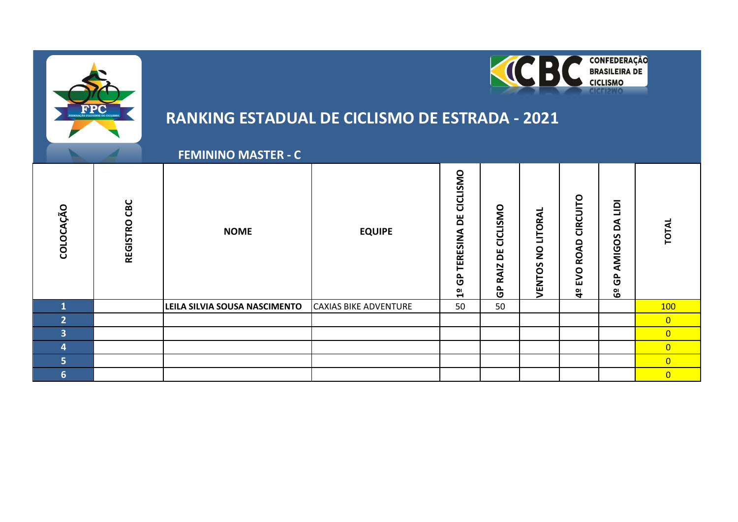CONFEDERAÇÃO BRASILEIRA DE CICLISMO

# RANKING ESTADUAL DE CICLISMO DE ESTRADA - 2021

## FEMININO MASTER - C

| COLOCAÇÃO | REGISTRO CBC | NOME | EQUIPE | 1º GP TERESINA DE CICLISMO | GP RAIZ DE CICLISMO | VENTOS NO LITORAL | 4º EVO ROAD CIRCUITO | 6º GP AMIGOS DA LIDI | TOTAL |
|---|---|---|---|---|---|---|---|---|---|
| 1 | | LEILA SILVIA SOUSA NASCIMENTO | CAXIAS BIKE ADVENTURE | 50 | 50 | | | | 100 |
| 2 | | | | | | | | | 0 |
| 3 | | | | | | | | | 0 |
| 4 | | | | | | | | | 0 |
| 5 | | | | | | | | | 0 |
| 6 | | | | | | | | | 0 |